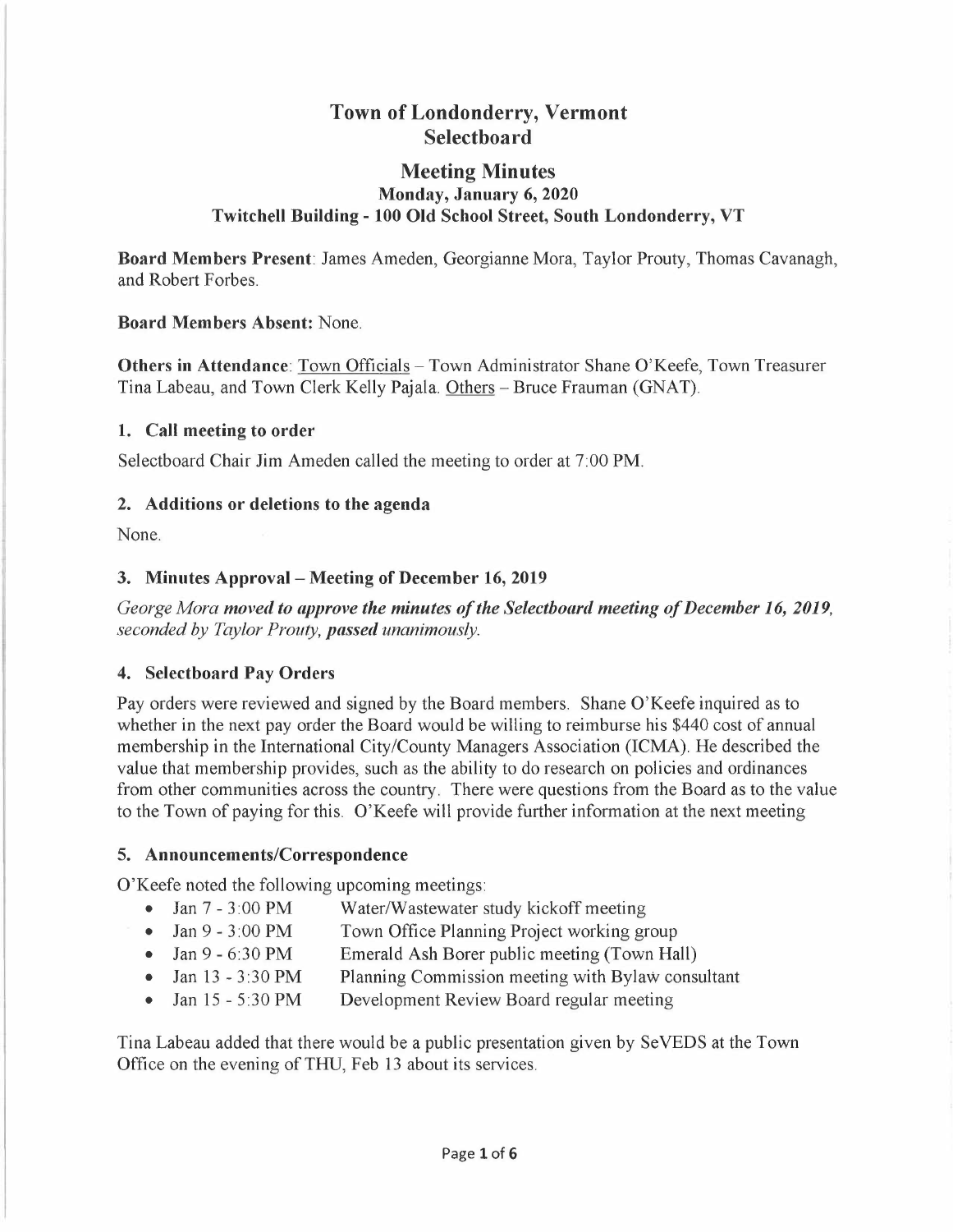# Town of Londonderry, Vermont
# Selectboard

## Meeting Minutes
### Monday, January 6, 2020
### Twitchell Building - 100 Old School Street, South Londonderry, VT

**Board Members Present**: James Ameden, Georgianne Mora, Taylor Prouty, Thomas Cavanagh, and Robert Forbes.

**Board Members Absent:** None.

**Others in Attendance**: Town Officials – Town Administrator Shane O'Keefe, Town Treasurer Tina Labeau, and Town Clerk Kelly Pajala. Others – Bruce Frauman (GNAT).

### 1. Call meeting to order

Selectboard Chair Jim Ameden called the meeting to order at 7:00 PM.

### 2. Additions or deletions to the agenda

None.

### 3. Minutes Approval – Meeting of December 16, 2019

*George Mora **moved to approve the minutes of the Selectboard meeting of December 16, 2019**, seconded by Taylor Prouty, **passed** unanimously.*

### 4. Selectboard Pay Orders

Pay orders were reviewed and signed by the Board members. Shane O'Keefe inquired as to whether in the next pay order the Board would be willing to reimburse his $440 cost of annual membership in the International City/County Managers Association (ICMA). He described the value that membership provides, such as the ability to do research on policies and ordinances from other communities across the country. There were questions from the Board as to the value to the Town of paying for this. O'Keefe will provide further information at the next meeting

### 5. Announcements/Correspondence

O'Keefe noted the following upcoming meetings:

- Jan 7 - 3:00 PM Water/Wastewater study kickoff meeting
- Jan 9 - 3:00 PM Town Office Planning Project working group
- Jan 9 - 6:30 PM Emerald Ash Borer public meeting (Town Hall)
- Jan 13 - 3:30 PM Planning Commission meeting with Bylaw consultant
- Jan 15 - 5:30 PM Development Review Board regular meeting

Tina Labeau added that there would be a public presentation given by SeVEDS at the Town Office on the evening of THU, Feb 13 about its services.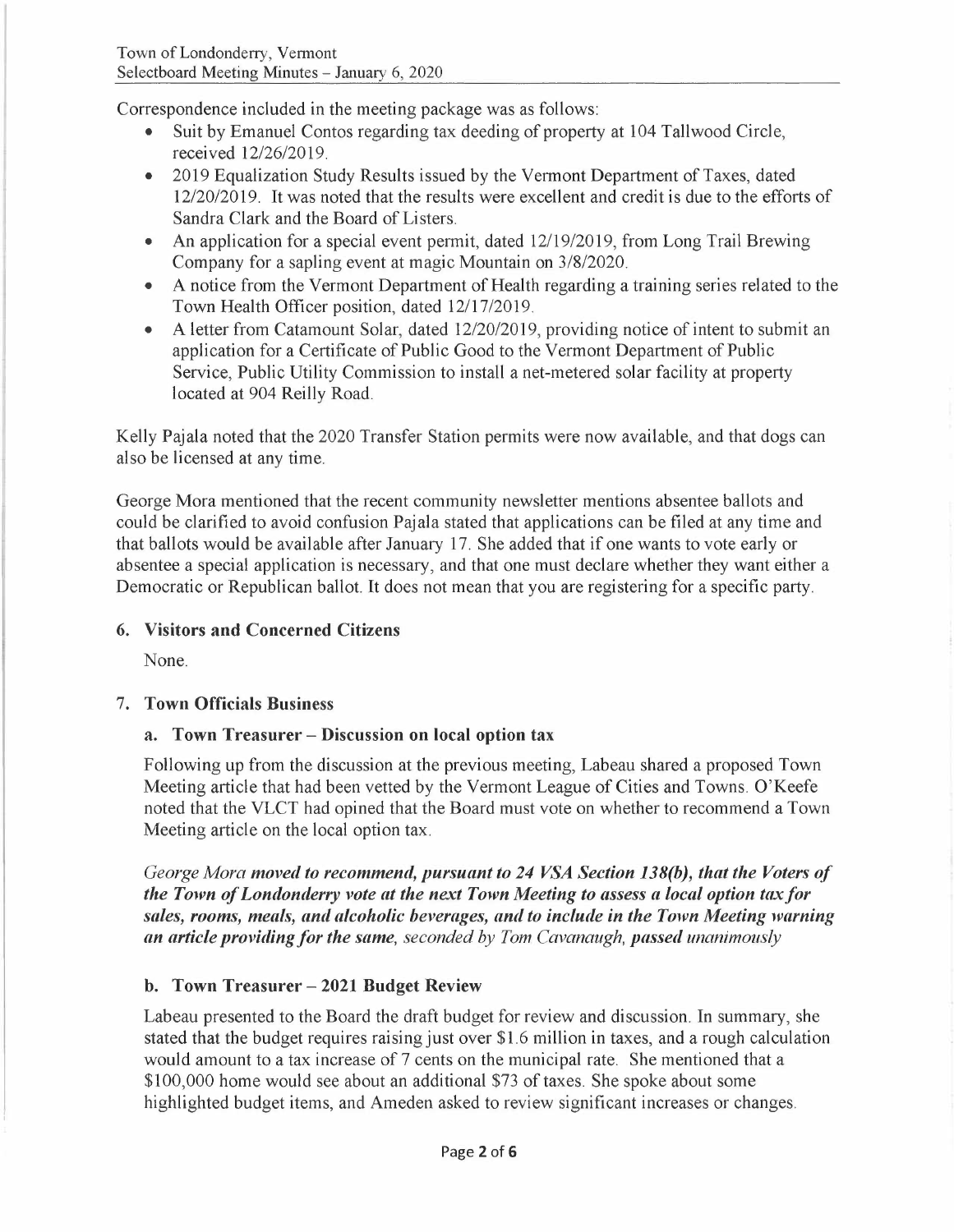Correspondence included in the meeting package was as follows:

- Suit by Emanuel Contos regarding tax deeding of property at 104 Tallwood Circle, received 12/26/2019.
- 2019 Equalization Study Results issued by the Vermont Department of Taxes, dated 12/20/2019. It was noted that the results were excellent and credit is due to the efforts of Sandra Clark and the Board of Listers.
- An application for a special event permit, dated 12/19/2019, from Long Trail Brewing Company for a sapling event at magic Mountain on 3/8/2020.
- A notice from the Vermont Department of Health regarding a training series related to the Town Health Officer position, dated 12/17/2019.
- A letter from Catamount Solar, dated 12/20/2019, providing notice of intent to submit an application for a Certificate of Public Good to the Vermont Department of Public Service, Public Utility Commission to install a net-metered solar facility at property located at 904 Reilly Road.

Kelly Pajala noted that the 2020 Transfer Station permits were now available, and that dogs can also be licensed at any time.

George Mora mentioned that the recent community newsletter mentions absentee ballots and could be clarified to avoid confusion Pajala stated that applications can be filed at any time and that ballots would be available after January 17. She added that if one wants to vote early or absentee a special application is necessary, and that one must declare whether they want either a Democratic or Republican ballot. It does not mean that you are registering for a specific party.

## 6. Visitors and Concerned Citizens

None.

## 7. Town Officials Business

### a. Town Treasurer – Discussion on local option tax

Following up from the discussion at the previous meeting, Labeau shared a proposed Town Meeting article that had been vetted by the Vermont League of Cities and Towns. O'Keefe noted that the VLCT had opined that the Board must vote on whether to recommend a Town Meeting article on the local option tax.

*George Mora **moved to recommend, pursuant to 24 VSA Section 138(b), that the Voters of the Town of Londonderry vote at the next Town Meeting to assess a local option tax for sales, rooms, meals, and alcoholic beverages, and to include in the Town Meeting warning an article providing for the same**, seconded by Tom Cavanaugh, **passed** unanimously*

### b. Town Treasurer – 2021 Budget Review

Labeau presented to the Board the draft budget for review and discussion. In summary, she stated that the budget requires raising just over $1.6 million in taxes, and a rough calculation would amount to a tax increase of 7 cents on the municipal rate. She mentioned that a $100,000 home would see about an additional $73 of taxes. She spoke about some highlighted budget items, and Ameden asked to review significant increases or changes.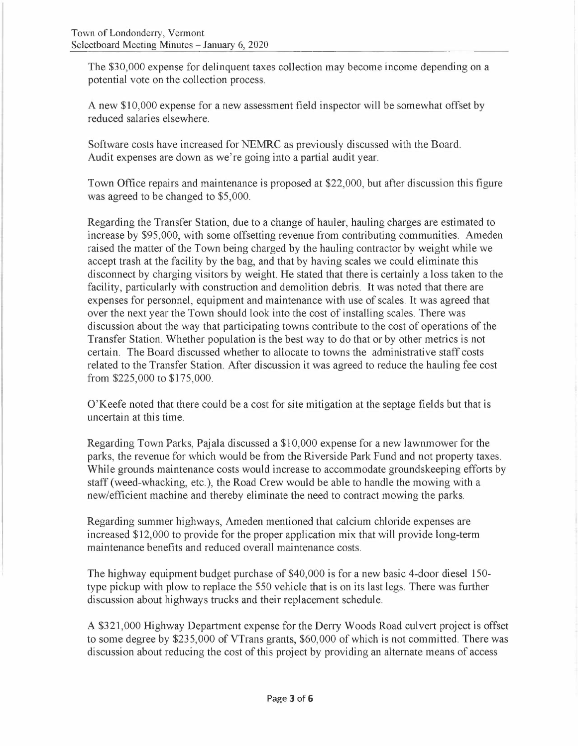The $30,000 expense for delinquent taxes collection may become income depending on a potential vote on the collection process.

A new $10,000 expense for a new assessment field inspector will be somewhat offset by reduced salaries elsewhere.

Software costs have increased for NEMRC as previously discussed with the Board. Audit expenses are down as we're going into a partial audit year.

Town Office repairs and maintenance is proposed at $22,000, but after discussion this figure was agreed to be changed to $5,000.

Regarding the Transfer Station, due to a change of hauler, hauling charges are estimated to increase by $95,000, with some offsetting revenue from contributing communities. Ameden raised the matter of the Town being charged by the hauling contractor by weight while we accept trash at the facility by the bag, and that by having scales we could eliminate this disconnect by charging visitors by weight. He stated that there is certainly a loss taken to the facility, particularly with construction and demolition debris. It was noted that there are expenses for personnel, equipment and maintenance with use of scales. It was agreed that over the next year the Town should look into the cost of installing scales. There was discussion about the way that participating towns contribute to the cost of operations of the Transfer Station. Whether population is the best way to do that or by other metrics is not certain. The Board discussed whether to allocate to towns the administrative staff costs related to the Transfer Station. After discussion it was agreed to reduce the hauling fee cost from $225,000 to $175,000.

O'Keefe noted that there could be a cost for site mitigation at the septage fields but that is uncertain at this time.

Regarding Town Parks, Pajala discussed a $10,000 expense for a new lawnmower for the parks, the revenue for which would be from the Riverside Park Fund and not property taxes. While grounds maintenance costs would increase to accommodate groundskeeping efforts by staff (weed-whacking, etc.), the Road Crew would be able to handle the mowing with a new/efficient machine and thereby eliminate the need to contract mowing the parks.

Regarding summer highways, Ameden mentioned that calcium chloride expenses are increased $12,000 to provide for the proper application mix that will provide long-term maintenance benefits and reduced overall maintenance costs.

The highway equipment budget purchase of $40,000 is for a new basic 4-door diesel 150-type pickup with plow to replace the 550 vehicle that is on its last legs. There was further discussion about highways trucks and their replacement schedule.

A $321,000 Highway Department expense for the Derry Woods Road culvert project is offset to some degree by $235,000 of VTrans grants, $60,000 of which is not committed. There was discussion about reducing the cost of this project by providing an alternate means of access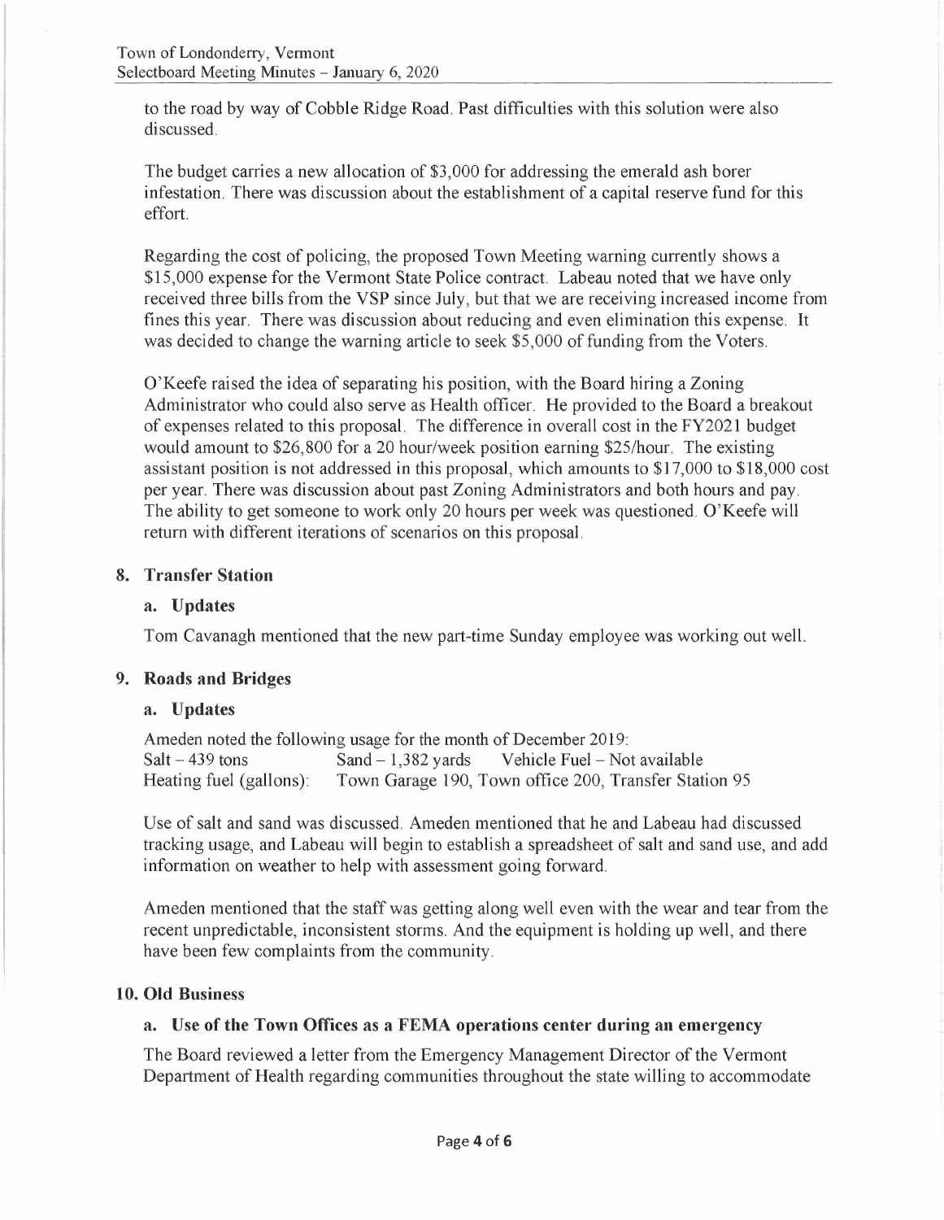to the road by way of Cobble Ridge Road. Past difficulties with this solution were also discussed.

The budget carries a new allocation of $3,000 for addressing the emerald ash borer infestation. There was discussion about the establishment of a capital reserve fund for this effort.

Regarding the cost of policing, the proposed Town Meeting warning currently shows a $15,000 expense for the Vermont State Police contract. Labeau noted that we have only received three bills from the VSP since July, but that we are receiving increased income from fines this year. There was discussion about reducing and even elimination this expense. It was decided to change the warning article to seek $5,000 of funding from the Voters.

O'Keefe raised the idea of separating his position, with the Board hiring a Zoning Administrator who could also serve as Health officer. He provided to the Board a breakout of expenses related to this proposal. The difference in overall cost in the FY2021 budget would amount to $26,800 for a 20 hour/week position earning $25/hour. The existing assistant position is not addressed in this proposal, which amounts to $17,000 to $18,000 cost per year. There was discussion about past Zoning Administrators and both hours and pay. The ability to get someone to work only 20 hours per week was questioned. O'Keefe will return with different iterations of scenarios on this proposal.

## 8. Transfer Station

### a. Updates

Tom Cavanagh mentioned that the new part-time Sunday employee was working out well.

## 9. Roads and Bridges

### a. Updates

Ameden noted the following usage for the month of December 2019:

Salt – 439 tons    Sand – 1,382 yards    Vehicle Fuel – Not available

Heating fuel (gallons):    Town Garage 190, Town office 200, Transfer Station 95

Use of salt and sand was discussed. Ameden mentioned that he and Labeau had discussed tracking usage, and Labeau will begin to establish a spreadsheet of salt and sand use, and add information on weather to help with assessment going forward.

Ameden mentioned that the staff was getting along well even with the wear and tear from the recent unpredictable, inconsistent storms. And the equipment is holding up well, and there have been few complaints from the community.

## 10. Old Business

### a. Use of the Town Offices as a FEMA operations center during an emergency

The Board reviewed a letter from the Emergency Management Director of the Vermont Department of Health regarding communities throughout the state willing to accommodate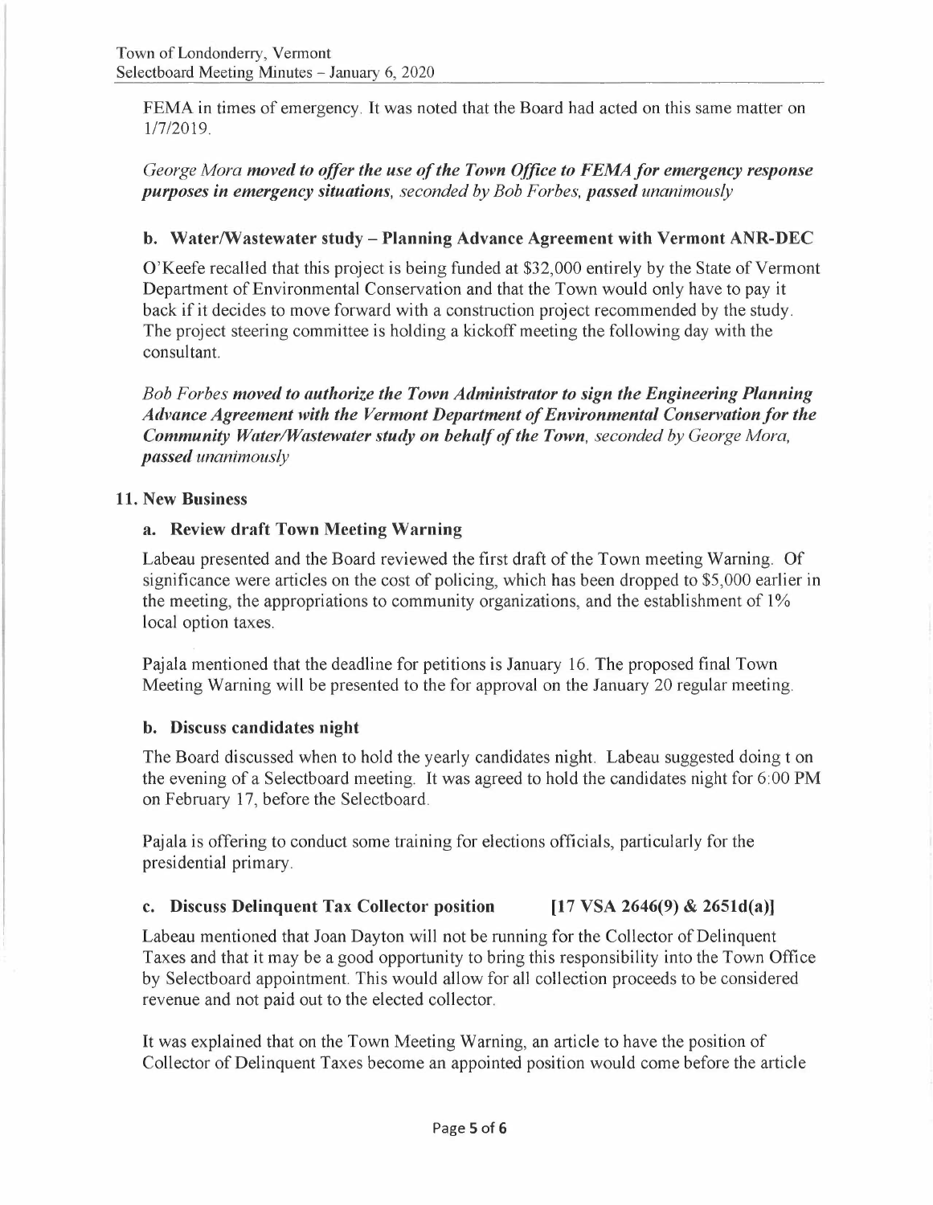FEMA in times of emergency. It was noted that the Board had acted on this same matter on 1/7/2019.

*George Mora* ***moved to offer the use of the Town Office to FEMA for emergency response purposes in emergency situations****, seconded by Bob Forbes,* ***passed*** *unanimously*

### b. Water/Wastewater study – Planning Advance Agreement with Vermont ANR-DEC

O'Keefe recalled that this project is being funded at $32,000 entirely by the State of Vermont Department of Environmental Conservation and that the Town would only have to pay it back if it decides to move forward with a construction project recommended by the study. The project steering committee is holding a kickoff meeting the following day with the consultant.

*Bob Forbes* ***moved to authorize the Town Administrator to sign the Engineering Planning Advance Agreement with the Vermont Department of Environmental Conservation for the Community Water/Wastewater study on behalf of the Town****, seconded by George Mora,* ***passed*** *unanimously*

## 11. New Business

### a. Review draft Town Meeting Warning

Labeau presented and the Board reviewed the first draft of the Town meeting Warning. Of significance were articles on the cost of policing, which has been dropped to $5,000 earlier in the meeting, the appropriations to community organizations, and the establishment of 1% local option taxes.

Pajala mentioned that the deadline for petitions is January 16. The proposed final Town Meeting Warning will be presented to the for approval on the January 20 regular meeting.

### b. Discuss candidates night

The Board discussed when to hold the yearly candidates night. Labeau suggested doing t on the evening of a Selectboard meeting. It was agreed to hold the candidates night for 6:00 PM on February 17, before the Selectboard.

Pajala is offering to conduct some training for elections officials, particularly for the presidential primary.

### c. Discuss Delinquent Tax Collector position [17 VSA 2646(9) & 2651d(a)]

Labeau mentioned that Joan Dayton will not be running for the Collector of Delinquent Taxes and that it may be a good opportunity to bring this responsibility into the Town Office by Selectboard appointment. This would allow for all collection proceeds to be considered revenue and not paid out to the elected collector.

It was explained that on the Town Meeting Warning, an article to have the position of Collector of Delinquent Taxes become an appointed position would come before the article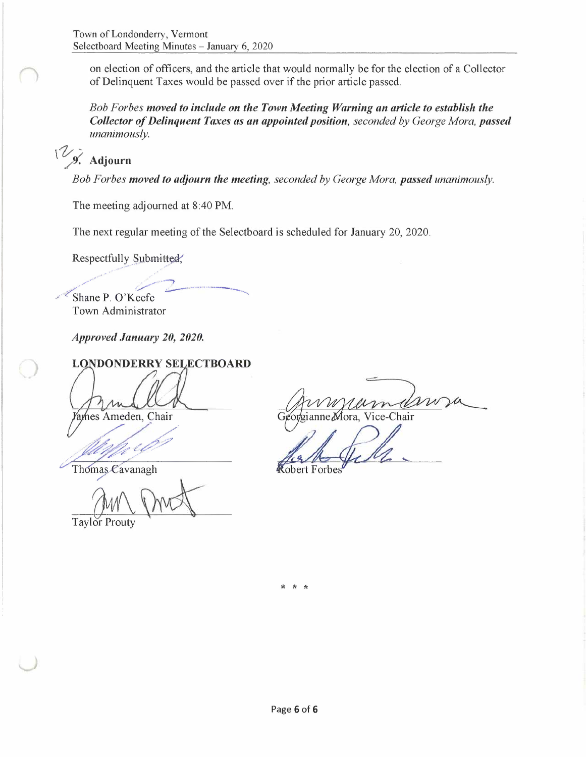on election of officers, and the article that would normally be for the election of a Collector of Delinquent Taxes would be passed over if the prior article passed.

*Bob Forbes **moved to include on the Town Meeting Warning an article to establish the Collector of Delinquent Taxes as an appointed position**, seconded by George Mora, **passed** unanimously.*

### 12. ~~9.~~ Adjourn

*Bob Forbes **moved to adjourn the meeting**, seconded by George Mora, **passed** unanimously.*

The meeting adjourned at 8:40 PM.

The next regular meeting of the Selectboard is scheduled for January 20, 2020.

Respectfully Submitted,

Shane P. O'Keefe
Town Administrator

***Approved January 20, 2020.***

**LONDONDERRY SELECTBOARD**

James Ameden, Chair

Georgianne Mora, Vice-Chair

Thomas Cavanagh

Robert Forbes

Taylor Prouty

\* \* \*